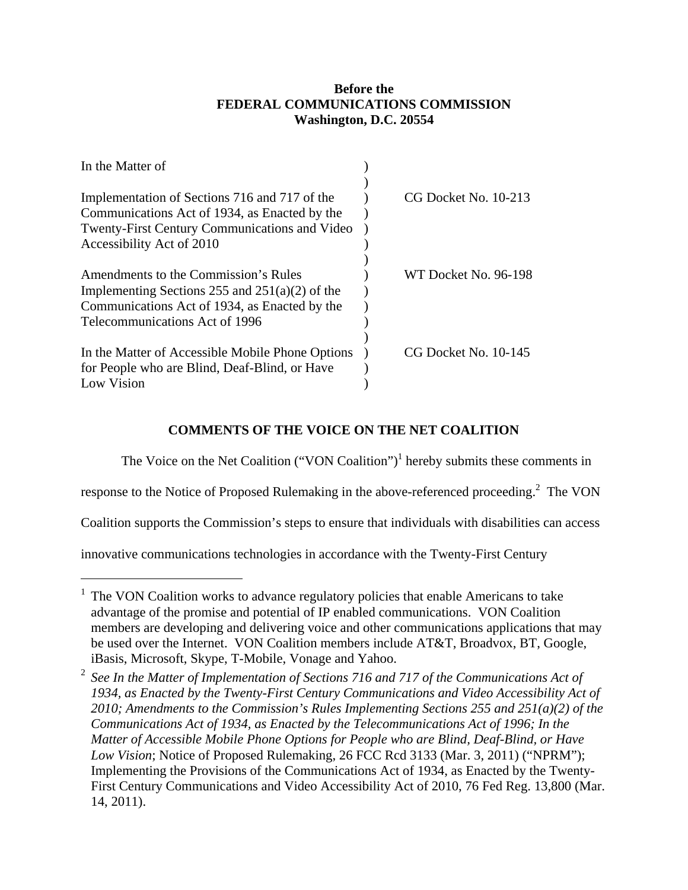**Before the**
**FEDERAL COMMUNICATIONS COMMISSION**
**Washington, D.C. 20554**

| | | |
|---|---|---|
| In the Matter of | ) | |
| | ) | |
| Implementation of Sections 716 and 717 of the Communications Act of 1934, as Enacted by the Twenty-First Century Communications and Video Accessibility Act of 2010 | ) | CG Docket No. 10-213 |
| | ) | |
| Amendments to the Commission's Rules Implementing Sections 255 and 251(a)(2) of the Communications Act of 1934, as Enacted by the Telecommunications Act of 1996 | ) | WT Docket No. 96-198 |
| | ) | |
| In the Matter of Accessible Mobile Phone Options for People who are Blind, Deaf-Blind, or Have Low Vision | ) | CG Docket No. 10-145 |

## COMMENTS OF THE VOICE ON THE NET COALITION

The Voice on the Net Coalition ("VON Coalition")[1] hereby submits these comments in response to the Notice of Proposed Rulemaking in the above-referenced proceeding.[2] The VON Coalition supports the Commission's steps to ensure that individuals with disabilities can access innovative communications technologies in accordance with the Twenty-First Century

---

[1] The VON Coalition works to advance regulatory policies that enable Americans to take advantage of the promise and potential of IP enabled communications. VON Coalition members are developing and delivering voice and other communications applications that may be used over the Internet. VON Coalition members include AT&T, Broadvox, BT, Google, iBasis, Microsoft, Skype, T-Mobile, Vonage and Yahoo.

[2] *See In the Matter of Implementation of Sections 716 and 717 of the Communications Act of 1934, as Enacted by the Twenty-First Century Communications and Video Accessibility Act of 2010; Amendments to the Commission's Rules Implementing Sections 255 and 251(a)(2) of the Communications Act of 1934, as Enacted by the Telecommunications Act of 1996; In the Matter of Accessible Mobile Phone Options for People who are Blind, Deaf-Blind, or Have Low Vision*; Notice of Proposed Rulemaking, 26 FCC Rcd 3133 (Mar. 3, 2011) ("NPRM"); Implementing the Provisions of the Communications Act of 1934, as Enacted by the Twenty-First Century Communications and Video Accessibility Act of 2010, 76 Fed Reg. 13,800 (Mar. 14, 2011).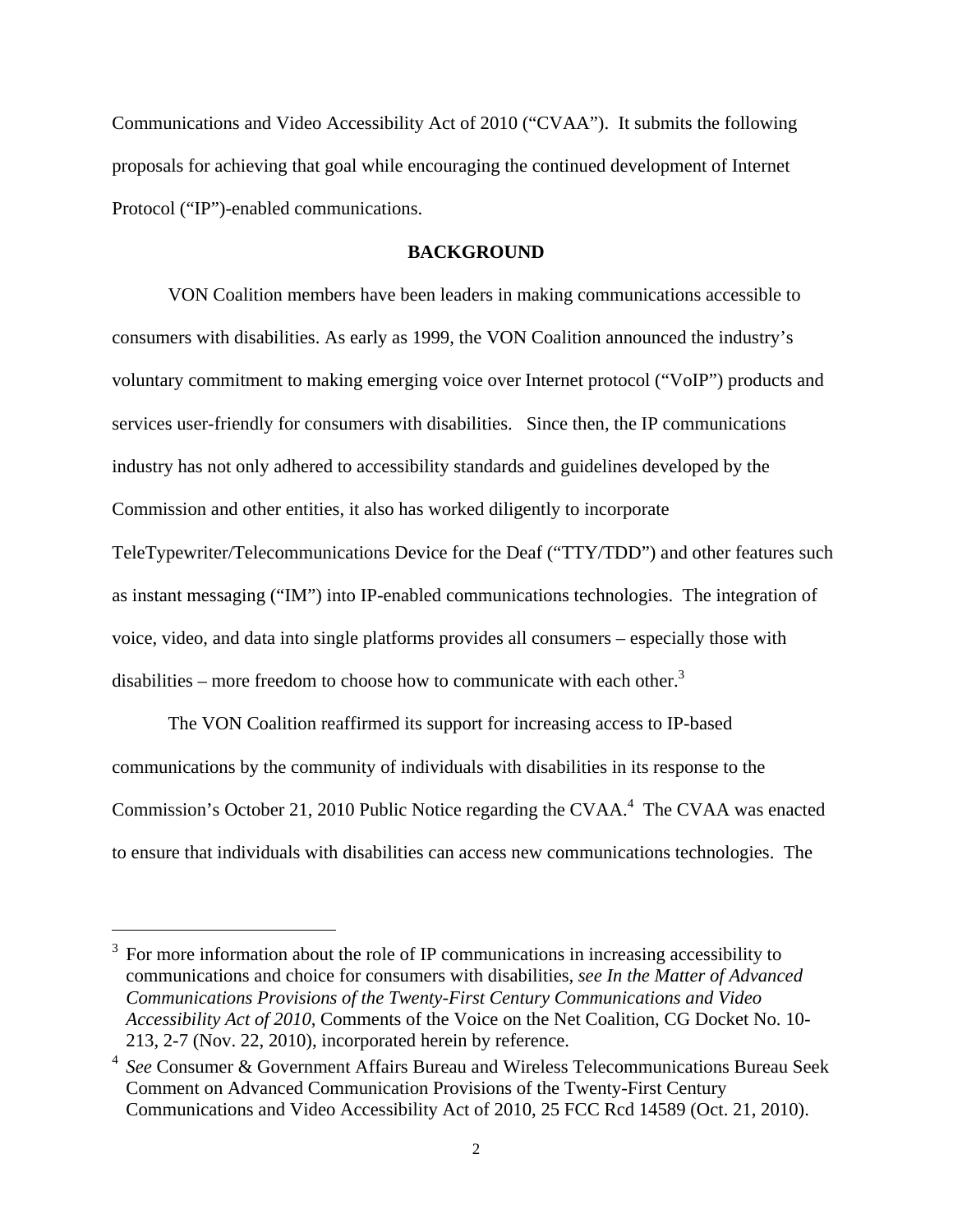Communications and Video Accessibility Act of 2010 ("CVAA"). It submits the following proposals for achieving that goal while encouraging the continued development of Internet Protocol ("IP")-enabled communications.

## BACKGROUND

VON Coalition members have been leaders in making communications accessible to consumers with disabilities. As early as 1999, the VON Coalition announced the industry's voluntary commitment to making emerging voice over Internet protocol ("VoIP") products and services user-friendly for consumers with disabilities. Since then, the IP communications industry has not only adhered to accessibility standards and guidelines developed by the Commission and other entities, it also has worked diligently to incorporate TeleTypewriter/Telecommunications Device for the Deaf ("TTY/TDD") and other features such as instant messaging ("IM") into IP-enabled communications technologies. The integration of voice, video, and data into single platforms provides all consumers – especially those with disabilities – more freedom to choose how to communicate with each other.[3]

The VON Coalition reaffirmed its support for increasing access to IP-based communications by the community of individuals with disabilities in its response to the Commission's October 21, 2010 Public Notice regarding the CVAA.[4] The CVAA was enacted to ensure that individuals with disabilities can access new communications technologies. The

---

[3] For more information about the role of IP communications in increasing accessibility to communications and choice for consumers with disabilities, *see In the Matter of Advanced Communications Provisions of the Twenty-First Century Communications and Video Accessibility Act of 2010*, Comments of the Voice on the Net Coalition, CG Docket No. 10-213, 2-7 (Nov. 22, 2010), incorporated herein by reference.

[4] *See* Consumer & Government Affairs Bureau and Wireless Telecommunications Bureau Seek Comment on Advanced Communication Provisions of the Twenty-First Century Communications and Video Accessibility Act of 2010, 25 FCC Rcd 14589 (Oct. 21, 2010).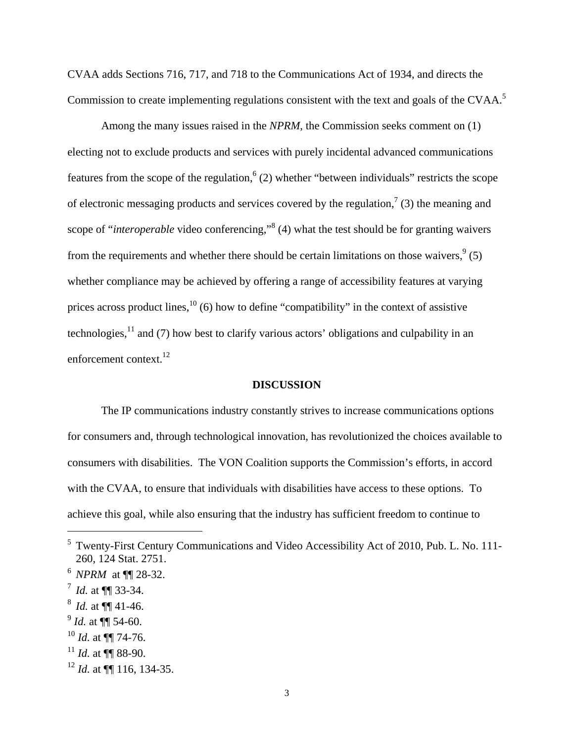CVAA adds Sections 716, 717, and 718 to the Communications Act of 1934, and directs the Commission to create implementing regulations consistent with the text and goals of the CVAA.[5]

Among the many issues raised in the *NPRM*, the Commission seeks comment on (1) electing not to exclude products and services with purely incidental advanced communications features from the scope of the regulation,[6] (2) whether "between individuals" restricts the scope of electronic messaging products and services covered by the regulation,[7] (3) the meaning and scope of "*interoperable* video conferencing,"[8] (4) what the test should be for granting waivers from the requirements and whether there should be certain limitations on those waivers,[9] (5) whether compliance may be achieved by offering a range of accessibility features at varying prices across product lines,[10] (6) how to define "compatibility" in the context of assistive technologies,[11] and (7) how best to clarify various actors' obligations and culpability in an enforcement context.[12]

## DISCUSSION

The IP communications industry constantly strives to increase communications options for consumers and, through technological innovation, has revolutionized the choices available to consumers with disabilities. The VON Coalition supports the Commission's efforts, in accord with the CVAA, to ensure that individuals with disabilities have access to these options. To achieve this goal, while also ensuring that the industry has sufficient freedom to continue to

---

[5] Twenty-First Century Communications and Video Accessibility Act of 2010, Pub. L. No. 111-260, 124 Stat. 2751.

[6] *NPRM* at ¶¶ 28-32.

[7] *Id.* at ¶¶ 33-34.

[8] *Id.* at ¶¶ 41-46.

[9] *Id.* at ¶¶ 54-60.

[10] *Id.* at ¶¶ 74-76.

[11] *Id.* at ¶¶ 88-90.

[12] *Id.* at ¶¶ 116, 134-35.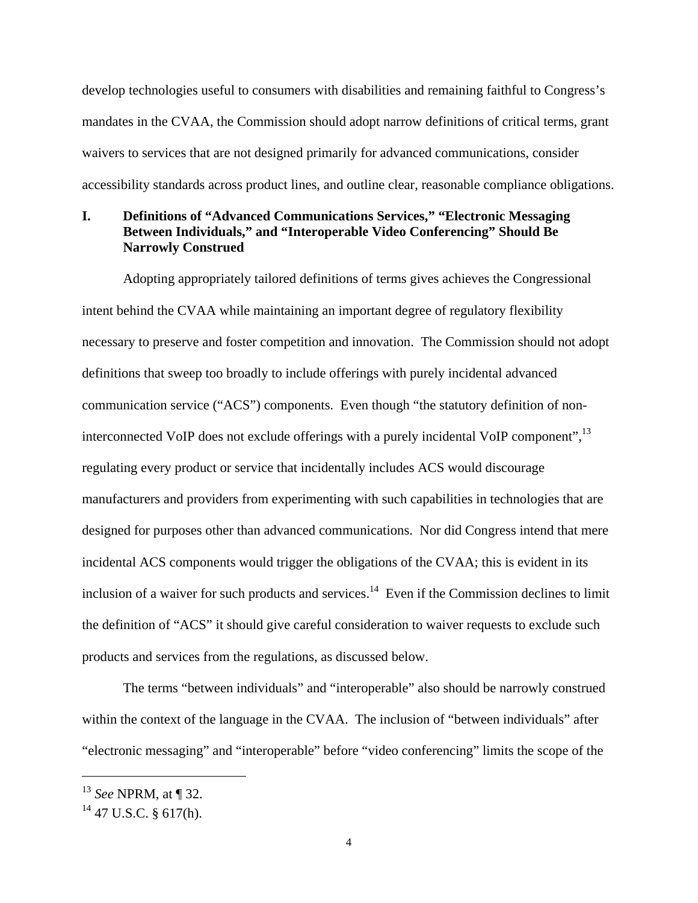develop technologies useful to consumers with disabilities and remaining faithful to Congress's mandates in the CVAA, the Commission should adopt narrow definitions of critical terms, grant waivers to services that are not designed primarily for advanced communications, consider accessibility standards across product lines, and outline clear, reasonable compliance obligations.

## I. Definitions of "Advanced Communications Services," "Electronic Messaging Between Individuals," and "Interoperable Video Conferencing" Should Be Narrowly Construed

Adopting appropriately tailored definitions of terms gives achieves the Congressional intent behind the CVAA while maintaining an important degree of regulatory flexibility necessary to preserve and foster competition and innovation. The Commission should not adopt definitions that sweep too broadly to include offerings with purely incidental advanced communication service ("ACS") components. Even though "the statutory definition of non-interconnected VoIP does not exclude offerings with a purely incidental VoIP component",[13] regulating every product or service that incidentally includes ACS would discourage manufacturers and providers from experimenting with such capabilities in technologies that are designed for purposes other than advanced communications. Nor did Congress intend that mere incidental ACS components would trigger the obligations of the CVAA; this is evident in its inclusion of a waiver for such products and services.[14] Even if the Commission declines to limit the definition of "ACS" it should give careful consideration to waiver requests to exclude such products and services from the regulations, as discussed below.

The terms "between individuals" and "interoperable" also should be narrowly construed within the context of the language in the CVAA. The inclusion of "between individuals" after "electronic messaging" and "interoperable" before "video conferencing" limits the scope of the

---

[13] *See* NPRM, at ¶ 32.

[14] 47 U.S.C. § 617(h).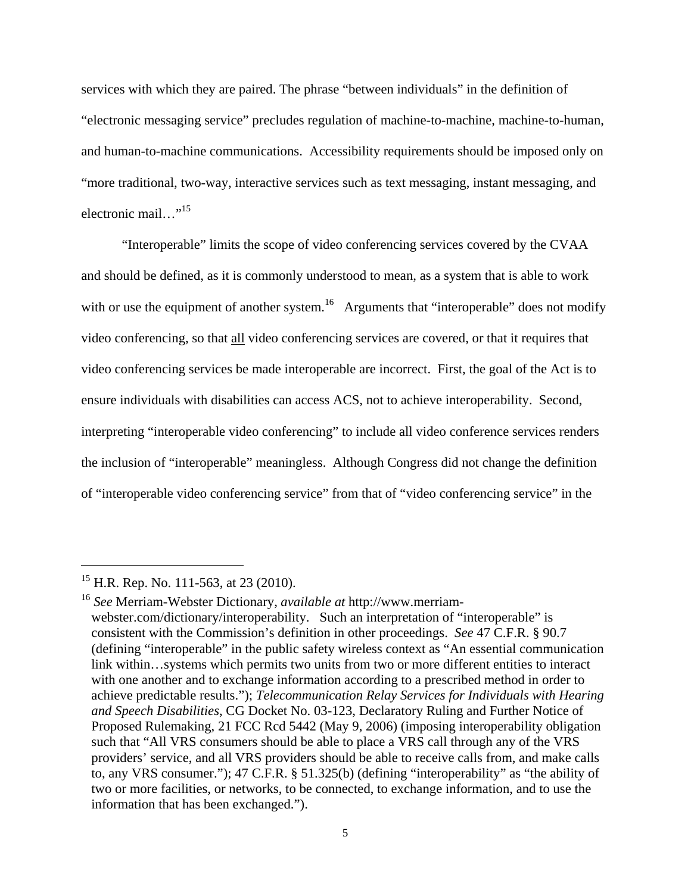services with which they are paired. The phrase "between individuals" in the definition of "electronic messaging service" precludes regulation of machine-to-machine, machine-to-human, and human-to-machine communications. Accessibility requirements should be imposed only on "more traditional, two-way, interactive services such as text messaging, instant messaging, and electronic mail…"[15]

"Interoperable" limits the scope of video conferencing services covered by the CVAA and should be defined, as it is commonly understood to mean, as a system that is able to work with or use the equipment of another system.[16] Arguments that "interoperable" does not modify video conferencing, so that <u>all</u> video conferencing services are covered, or that it requires that video conferencing services be made interoperable are incorrect. First, the goal of the Act is to ensure individuals with disabilities can access ACS, not to achieve interoperability. Second, interpreting "interoperable video conferencing" to include all video conference services renders the inclusion of "interoperable" meaningless. Although Congress did not change the definition of "interoperable video conferencing service" from that of "video conferencing service" in the

---

[15] H.R. Rep. No. 111-563, at 23 (2010).

[16] *See* Merriam-Webster Dictionary, *available at* http://www.merriam-webster.com/dictionary/interoperability. Such an interpretation of "interoperable" is consistent with the Commission's definition in other proceedings. *See* 47 C.F.R. § 90.7 (defining "interoperable" in the public safety wireless context as "An essential communication link within…systems which permits two units from two or more different entities to interact with one another and to exchange information according to a prescribed method in order to achieve predictable results."); *Telecommunication Relay Services for Individuals with Hearing and Speech Disabilities*, CG Docket No. 03-123, Declaratory Ruling and Further Notice of Proposed Rulemaking, 21 FCC Rcd 5442 (May 9, 2006) (imposing interoperability obligation such that "All VRS consumers should be able to place a VRS call through any of the VRS providers' service, and all VRS providers should be able to receive calls from, and make calls to, any VRS consumer."); 47 C.F.R. § 51.325(b) (defining "interoperability" as "the ability of two or more facilities, or networks, to be connected, to exchange information, and to use the information that has been exchanged.").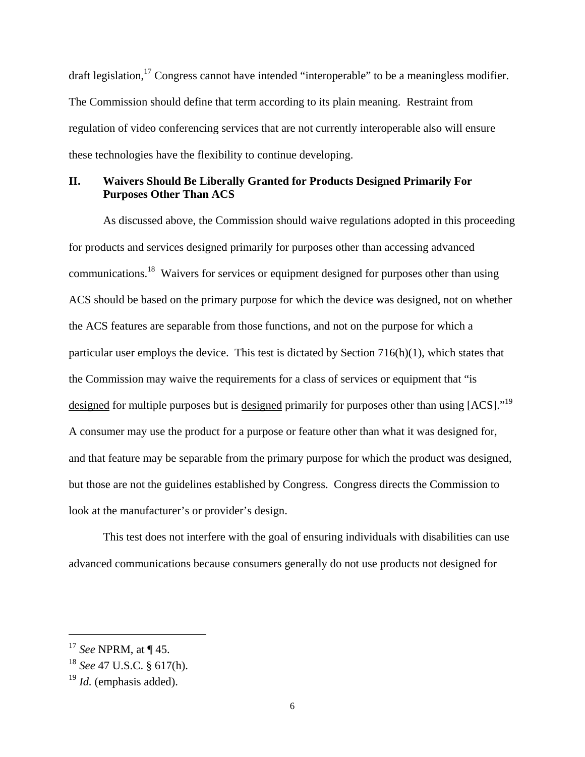draft legislation,[17] Congress cannot have intended "interoperable" to be a meaningless modifier. The Commission should define that term according to its plain meaning. Restraint from regulation of video conferencing services that are not currently interoperable also will ensure these technologies have the flexibility to continue developing.

## II. Waivers Should Be Liberally Granted for Products Designed Primarily For Purposes Other Than ACS

As discussed above, the Commission should waive regulations adopted in this proceeding for products and services designed primarily for purposes other than accessing advanced communications.[18] Waivers for services or equipment designed for purposes other than using ACS should be based on the primary purpose for which the device was designed, not on whether the ACS features are separable from those functions, and not on the purpose for which a particular user employs the device. This test is dictated by Section 716(h)(1), which states that the Commission may waive the requirements for a class of services or equipment that "is <u>designed</u> for multiple purposes but is <u>designed</u> primarily for purposes other than using [ACS]."[19] A consumer may use the product for a purpose or feature other than what it was designed for, and that feature may be separable from the primary purpose for which the product was designed, but those are not the guidelines established by Congress. Congress directs the Commission to look at the manufacturer's or provider's design.

This test does not interfere with the goal of ensuring individuals with disabilities can use advanced communications because consumers generally do not use products not designed for

---

[17] *See* NPRM, at ¶ 45.

[18] *See* 47 U.S.C. § 617(h).

[19] *Id.* (emphasis added).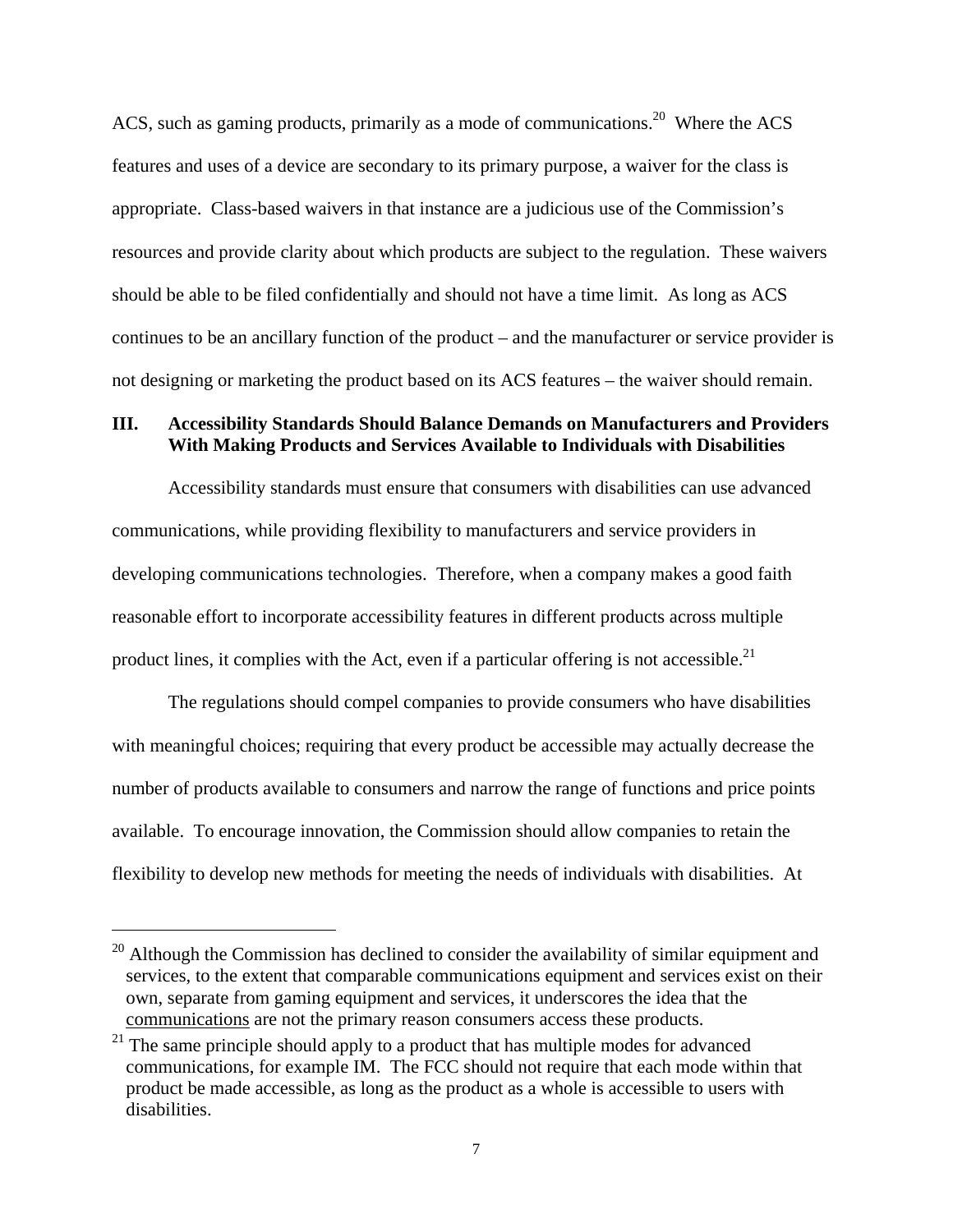ACS, such as gaming products, primarily as a mode of communications.[20] Where the ACS features and uses of a device are secondary to its primary purpose, a waiver for the class is appropriate. Class-based waivers in that instance are a judicious use of the Commission's resources and provide clarity about which products are subject to the regulation. These waivers should be able to be filed confidentially and should not have a time limit. As long as ACS continues to be an ancillary function of the product – and the manufacturer or service provider is not designing or marketing the product based on its ACS features – the waiver should remain.

## III. Accessibility Standards Should Balance Demands on Manufacturers and Providers With Making Products and Services Available to Individuals with Disabilities

Accessibility standards must ensure that consumers with disabilities can use advanced communications, while providing flexibility to manufacturers and service providers in developing communications technologies. Therefore, when a company makes a good faith reasonable effort to incorporate accessibility features in different products across multiple product lines, it complies with the Act, even if a particular offering is not accessible.[21]

The regulations should compel companies to provide consumers who have disabilities with meaningful choices; requiring that every product be accessible may actually decrease the number of products available to consumers and narrow the range of functions and price points available. To encourage innovation, the Commission should allow companies to retain the flexibility to develop new methods for meeting the needs of individuals with disabilities. At

---

[20] Although the Commission has declined to consider the availability of similar equipment and services, to the extent that comparable communications equipment and services exist on their own, separate from gaming equipment and services, it underscores the idea that the communications are not the primary reason consumers access these products.

[21] The same principle should apply to a product that has multiple modes for advanced communications, for example IM. The FCC should not require that each mode within that product be made accessible, as long as the product as a whole is accessible to users with disabilities.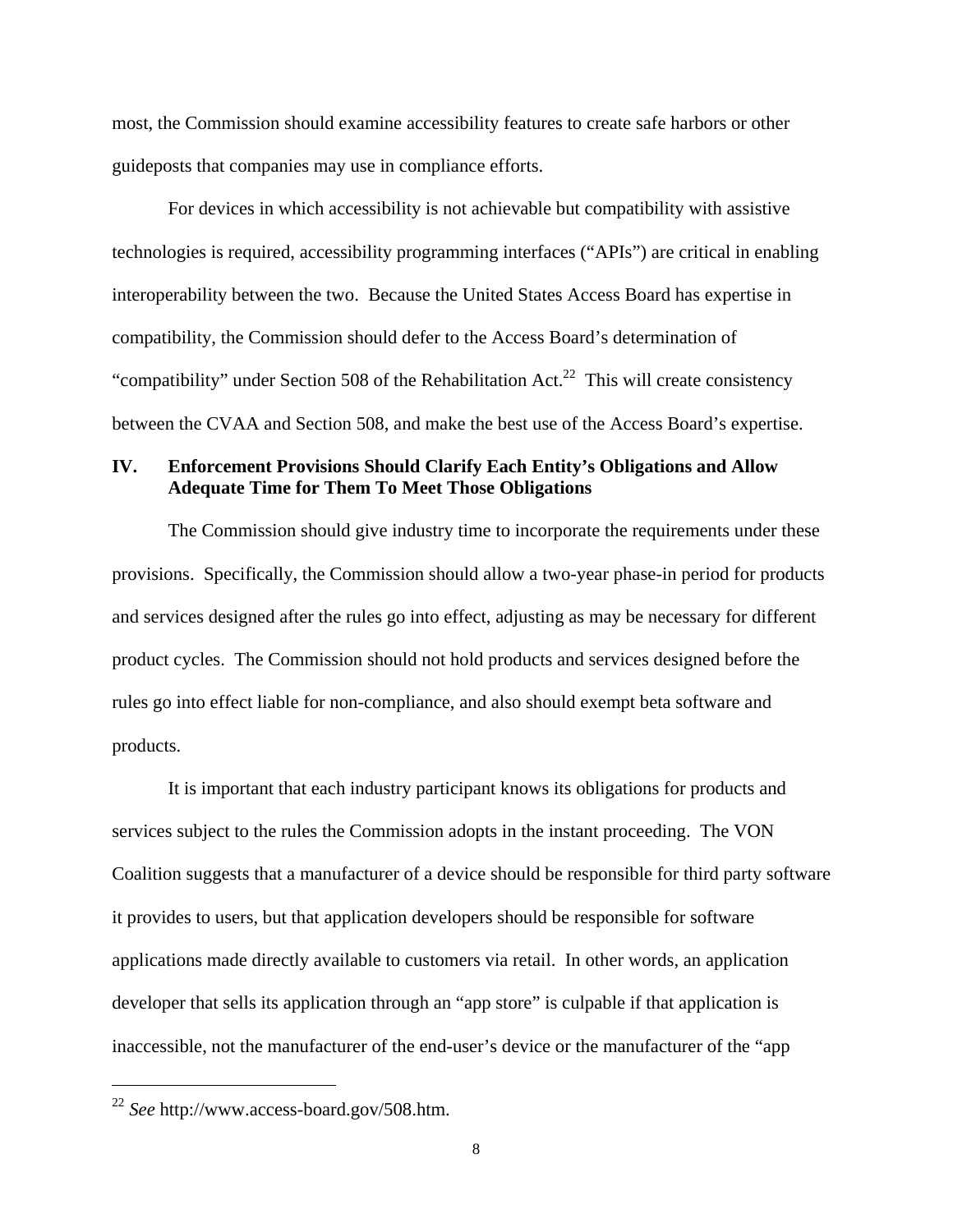most, the Commission should examine accessibility features to create safe harbors or other guideposts that companies may use in compliance efforts.

For devices in which accessibility is not achievable but compatibility with assistive technologies is required, accessibility programming interfaces ("APIs") are critical in enabling interoperability between the two. Because the United States Access Board has expertise in compatibility, the Commission should defer to the Access Board's determination of "compatibility" under Section 508 of the Rehabilitation Act.[22] This will create consistency between the CVAA and Section 508, and make the best use of the Access Board's expertise.

## IV. Enforcement Provisions Should Clarify Each Entity's Obligations and Allow Adequate Time for Them To Meet Those Obligations

The Commission should give industry time to incorporate the requirements under these provisions. Specifically, the Commission should allow a two-year phase-in period for products and services designed after the rules go into effect, adjusting as may be necessary for different product cycles. The Commission should not hold products and services designed before the rules go into effect liable for non-compliance, and also should exempt beta software and products.

It is important that each industry participant knows its obligations for products and services subject to the rules the Commission adopts in the instant proceeding. The VON Coalition suggests that a manufacturer of a device should be responsible for third party software it provides to users, but that application developers should be responsible for software applications made directly available to customers via retail. In other words, an application developer that sells its application through an "app store" is culpable if that application is inaccessible, not the manufacturer of the end-user's device or the manufacturer of the "app

---

[22] *See* http://www.access-board.gov/508.htm.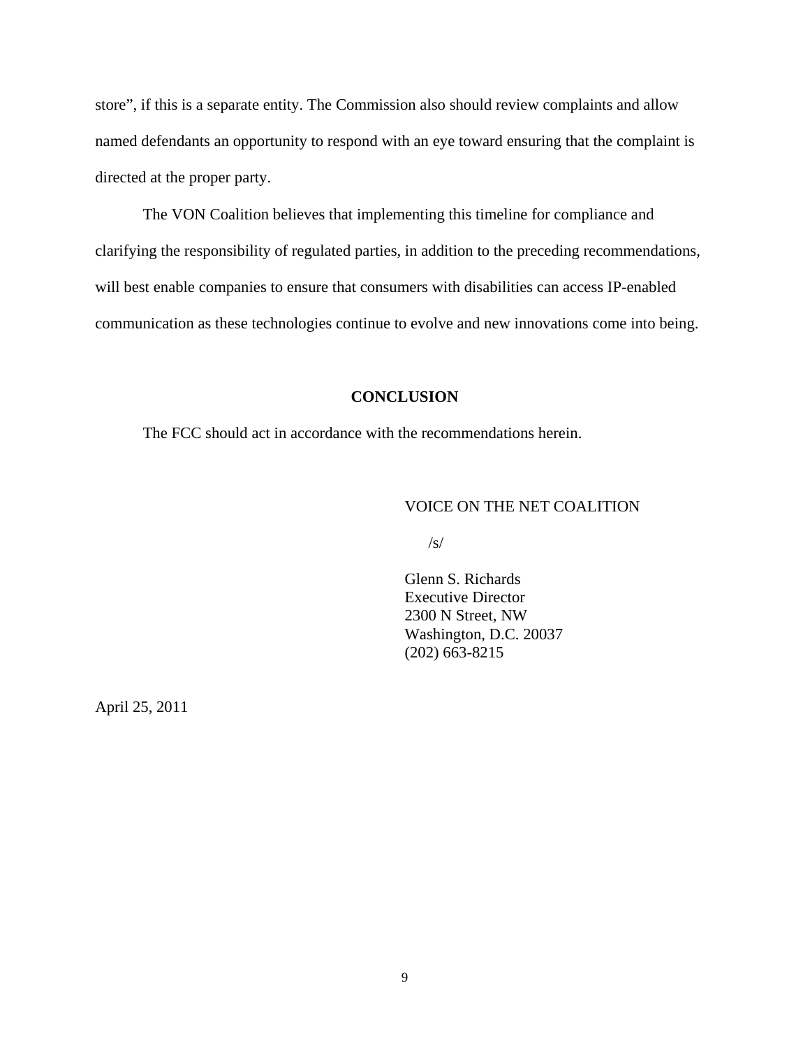store", if this is a separate entity. The Commission also should review complaints and allow named defendants an opportunity to respond with an eye toward ensuring that the complaint is directed at the proper party.

The VON Coalition believes that implementing this timeline for compliance and clarifying the responsibility of regulated parties, in addition to the preceding recommendations, will best enable companies to ensure that consumers with disabilities can access IP-enabled communication as these technologies continue to evolve and new innovations come into being.

## CONCLUSION

The FCC should act in accordance with the recommendations herein.

VOICE ON THE NET COALITION

/s/

Glenn S. Richards  
Executive Director  
2300 N Street, NW  
Washington, D.C. 20037  
(202) 663-8215

April 25, 2011